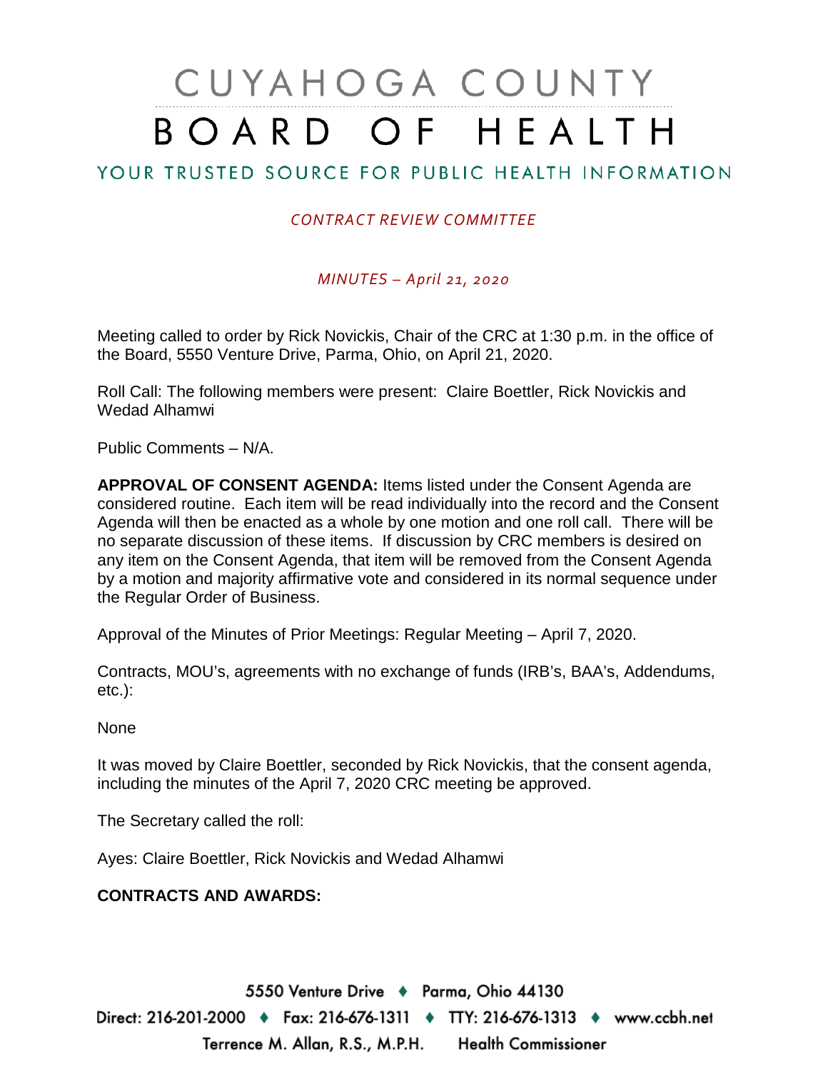# CUYAHOGA COUNTY BOARD OF HEALTH

## YOUR TRUSTED SOURCE FOR PUBLIC HEALTH INFORMATION

*CONTRACT REVIEW COMMITTEE*

*MINUTES – April 21, 2020*

Meeting called to order by Rick Novickis, Chair of the CRC at 1:30 p.m. in the office of the Board, 5550 Venture Drive, Parma, Ohio, on April 21, 2020.

Roll Call: The following members were present: Claire Boettler, Rick Novickis and Wedad Alhamwi

Public Comments – N/A.

**APPROVAL OF CONSENT AGENDA:** Items listed under the Consent Agenda are considered routine. Each item will be read individually into the record and the Consent Agenda will then be enacted as a whole by one motion and one roll call. There will be no separate discussion of these items. If discussion by CRC members is desired on any item on the Consent Agenda, that item will be removed from the Consent Agenda by a motion and majority affirmative vote and considered in its normal sequence under the Regular Order of Business.

Approval of the Minutes of Prior Meetings: Regular Meeting – April 7, 2020.

Contracts, MOU's, agreements with no exchange of funds (IRB's, BAA's, Addendums, etc.):

None

It was moved by Claire Boettler, seconded by Rick Novickis, that the consent agenda, including the minutes of the April 7, 2020 CRC meeting be approved.

The Secretary called the roll:

Ayes: Claire Boettler, Rick Novickis and Wedad Alhamwi

**CONTRACTS AND AWARDS:**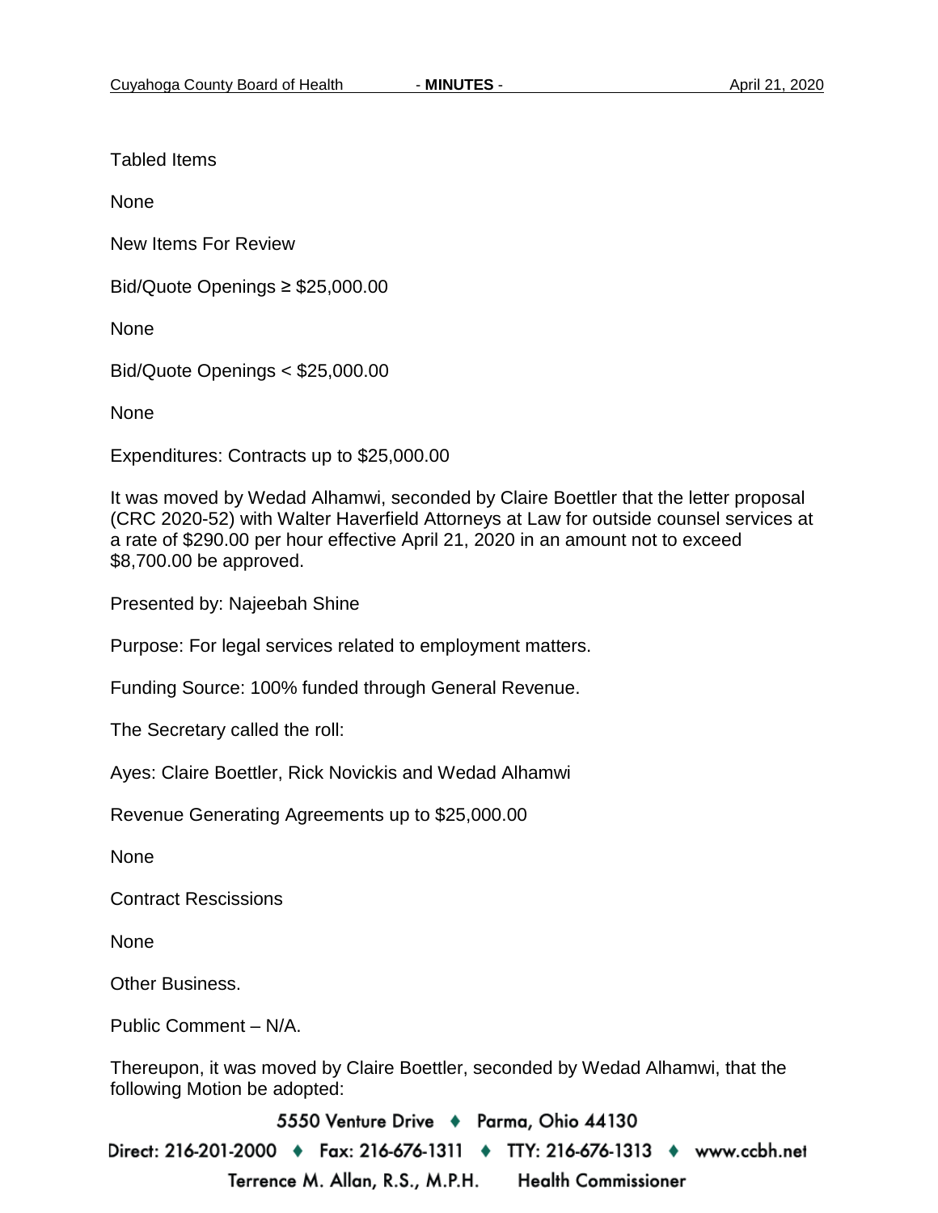Tabled Items

None

New Items For Review

Bid/Quote Openings ≥ $25,000.00

None

Bid/Quote Openings < $25,000.00

None

Expenditures: Contracts up to $25,000.00

It was moved by Wedad Alhamwi, seconded by Claire Boettler that the letter proposal (CRC 2020-52) with Walter Haverfield Attorneys at Law for outside counsel services at a rate of $290.00 per hour effective April 21, 2020 in an amount not to exceed $8,700.00 be approved.

Presented by: Najeebah Shine

Purpose: For legal services related to employment matters.

Funding Source: 100% funded through General Revenue.

The Secretary called the roll:

Ayes: Claire Boettler, Rick Novickis and Wedad Alhamwi

Revenue Generating Agreements up to $25,000.00

None

Contract Rescissions

None

Other Business.

Public Comment – N/A.

Thereupon, it was moved by Claire Boettler, seconded by Wedad Alhamwi, that the following Motion be adopted: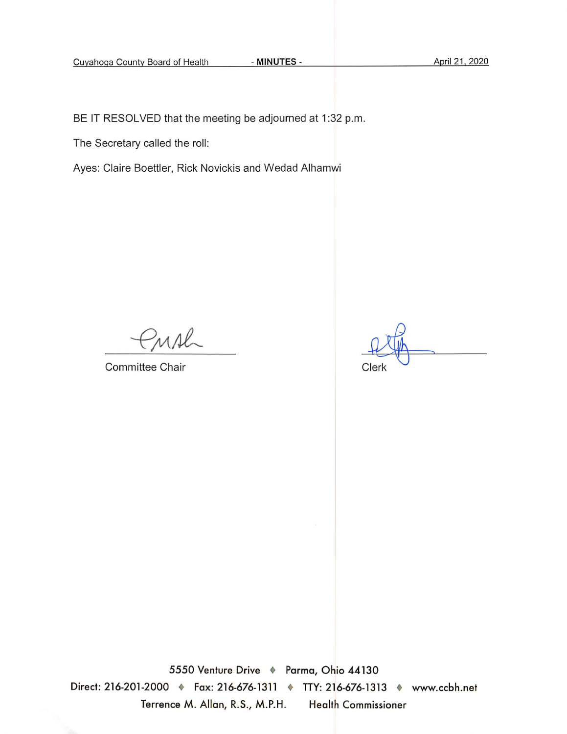BE IT RESOLVED that the meeting be adjourned at 1:32 p.m.

The Secretary called the roll:

Ayes: Claire Boettler, Rick Novickis and Wedad Alhamwi

Committee Chair

Clerk

5550 Venture Drive ♦ Parma, Ohio 44130

Direct: 216-201-2000 ♦ Fax: 216-676-1311 ♦ TTY: 216-676-1313 ♦ www.ccbh.net

Terrence M. Allan, R.S., M.P.H. Health Commissioner